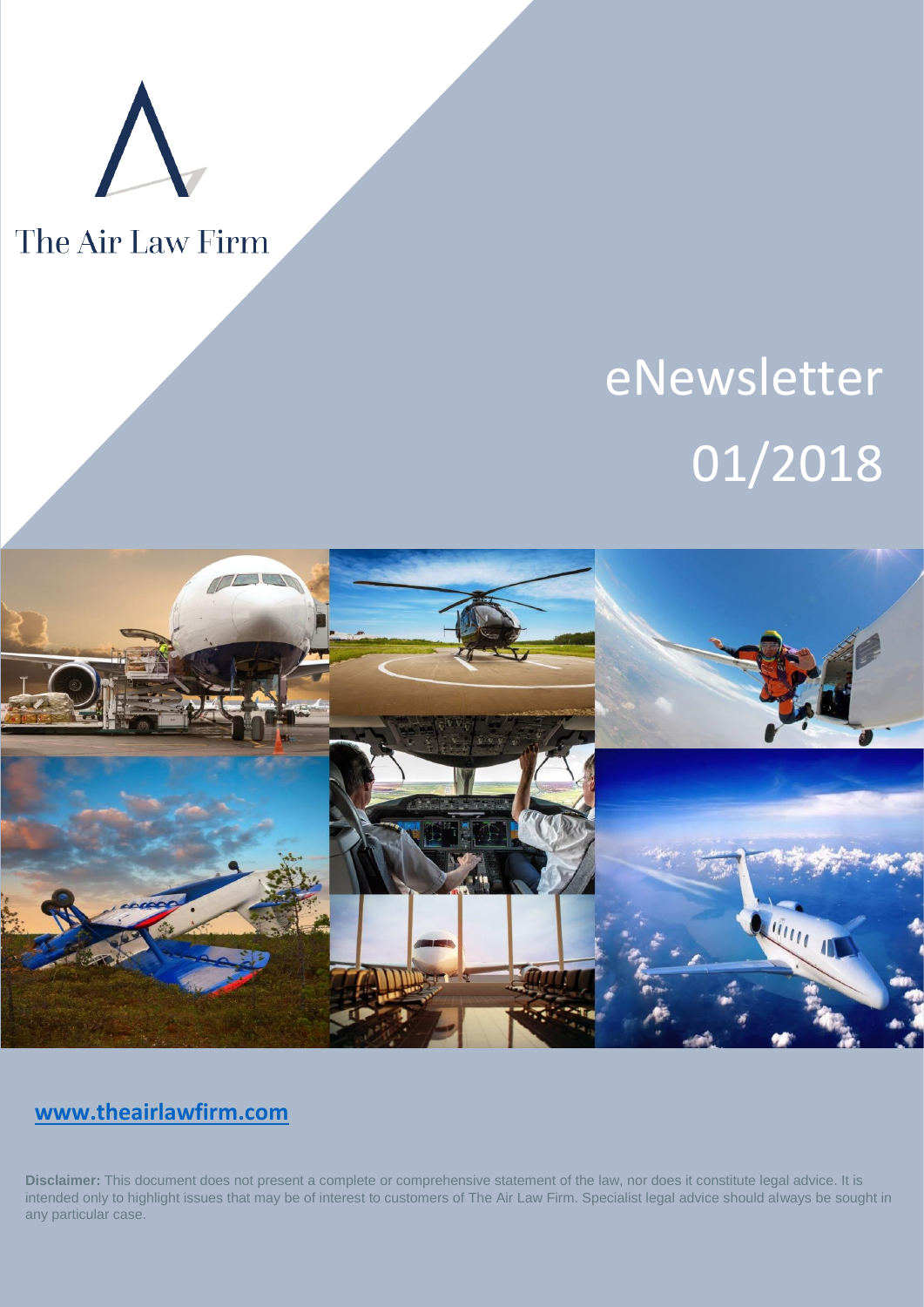The Air Law Firm

# eNewsletter 01/2018

[www.theairlawfirm.com](http://www.theairlawfirm.com)

**Disclaimer:** This document does not present a complete or comprehensive statement of the law, nor does it constitute legal advice. It is intended only to highlight issues that may be of interest to customers of The Air Law Firm. Specialist legal advice should always be sought in any particular case.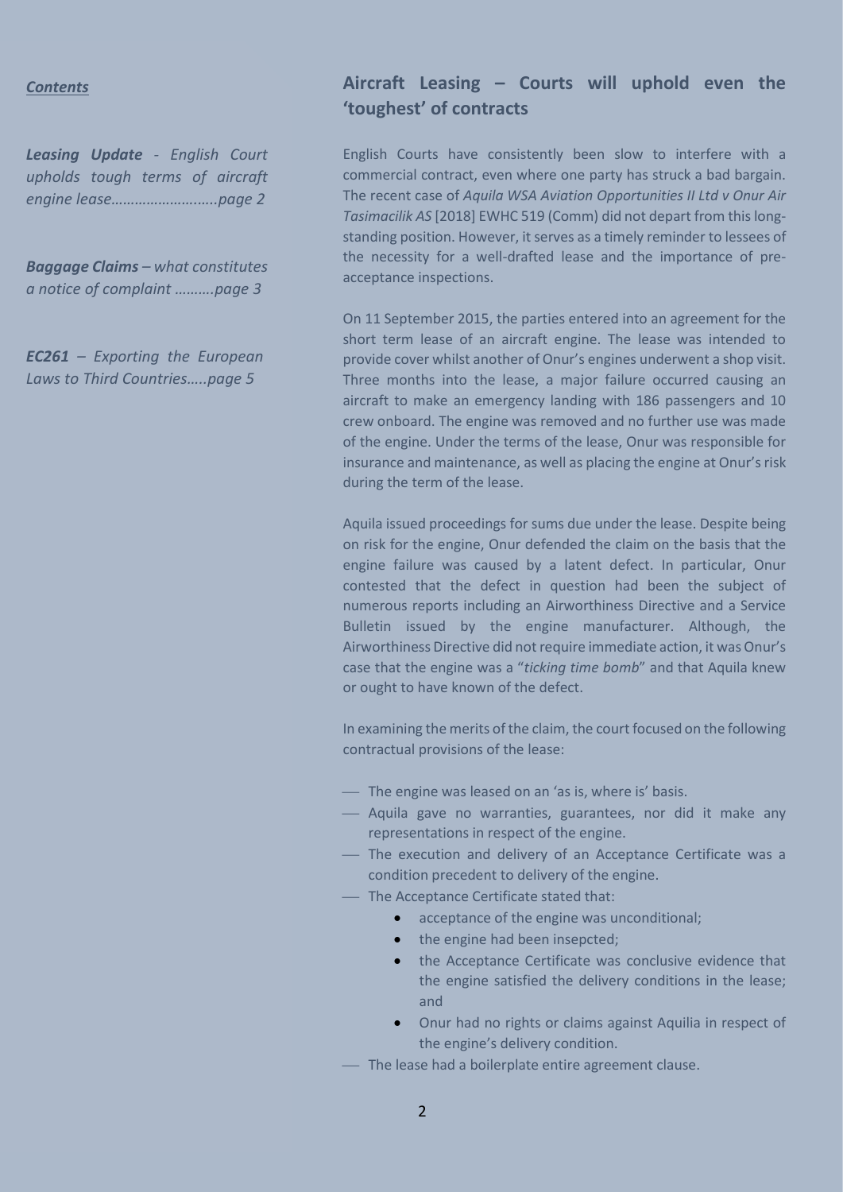***Contents***

***Leasing Update** - English Court upholds tough terms of aircraft engine lease……………………..page 2*

***Baggage Claims** – what constitutes a notice of complaint ……….page 3*

***EC261** – Exporting the European Laws to Third Countries…..page 5*

## Aircraft Leasing – Courts will uphold even the ‘toughest’ of contracts

English Courts have consistently been slow to interfere with a commercial contract, even where one party has struck a bad bargain. The recent case of *Aquila WSA Aviation Opportunities II Ltd v Onur Air Tasimacilik AS* [2018] EWHC 519 (Comm) did not depart from this long-standing position. However, it serves as a timely reminder to lessees of the necessity for a well-drafted lease and the importance of pre-acceptance inspections.

On 11 September 2015, the parties entered into an agreement for the short term lease of an aircraft engine. The lease was intended to provide cover whilst another of Onur's engines underwent a shop visit. Three months into the lease, a major failure occurred causing an aircraft to make an emergency landing with 186 passengers and 10 crew onboard. The engine was removed and no further use was made of the engine. Under the terms of the lease, Onur was responsible for insurance and maintenance, as well as placing the engine at Onur's risk during the term of the lease.

Aquila issued proceedings for sums due under the lease. Despite being on risk for the engine, Onur defended the claim on the basis that the engine failure was caused by a latent defect. In particular, Onur contested that the defect in question had been the subject of numerous reports including an Airworthiness Directive and a Service Bulletin issued by the engine manufacturer. Although, the Airworthiness Directive did not require immediate action, it was Onur's case that the engine was a "*ticking time bomb*" and that Aquila knew or ought to have known of the defect.

In examining the merits of the claim, the court focused on the following contractual provisions of the lease:

- The engine was leased on an ‘as is, where is’ basis.
- Aquila gave no warranties, guarantees, nor did it make any representations in respect of the engine.
- The execution and delivery of an Acceptance Certificate was a condition precedent to delivery of the engine.
- The Acceptance Certificate stated that:
    - acceptance of the engine was unconditional;
    - the engine had been insepcted;
    - the Acceptance Certificate was conclusive evidence that the engine satisfied the delivery conditions in the lease; and
    - Onur had no rights or claims against Aquilia in respect of the engine's delivery condition.
- The lease had a boilerplate entire agreement clause.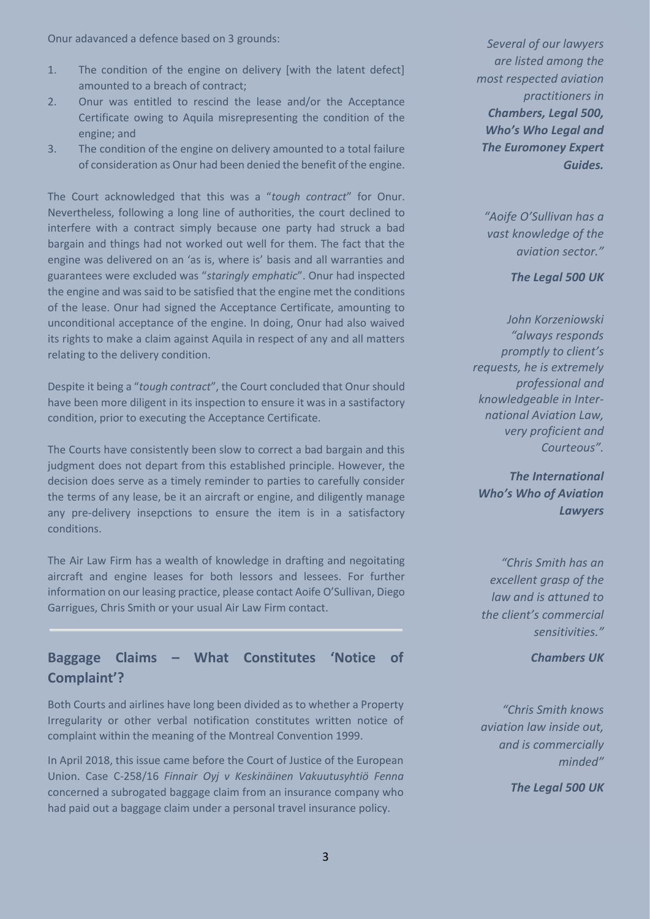Onur adavanced a defence based on 3 grounds:

1. The condition of the engine on delivery [with the latent defect] amounted to a breach of contract;
2. Onur was entitled to rescind the lease and/or the Acceptance Certificate owing to Aquila misrepresenting the condition of the engine; and
3. The condition of the engine on delivery amounted to a total failure of consideration as Onur had been denied the benefit of the engine.

The Court acknowledged that this was a "*tough contract*" for Onur. Nevertheless, following a long line of authorities, the court declined to interfere with a contract simply because one party had struck a bad bargain and things had not worked out well for them. The fact that the engine was delivered on an 'as is, where is' basis and all warranties and guarantees were excluded was "*staringly emphatic*". Onur had inspected the engine and was said to be satisfied that the engine met the conditions of the lease. Onur had signed the Acceptance Certificate, amounting to unconditional acceptance of the engine. In doing, Onur had also waived its rights to make a claim against Aquila in respect of any and all matters relating to the delivery condition.

Despite it being a "*tough contract*", the Court concluded that Onur should have been more diligent in its inspection to ensure it was in a sastifactory condition, prior to executing the Acceptance Certificate.

The Courts have consistently been slow to correct a bad bargain and this judgment does not depart from this established principle. However, the decision does serve as a timely reminder to parties to carefully consider the terms of any lease, be it an aircraft or engine, and diligently manage any pre-delivery insepctions to ensure the item is in a satisfactory conditions.

The Air Law Firm has a wealth of knowledge in drafting and negoitating aircraft and engine leases for both lessors and lessees. For further information on our leasing practice, please contact Aoife O'Sullivan, Diego Garrigues, Chris Smith or your usual Air Law Firm contact.

## Baggage Claims – What Constitutes 'Notice of Complaint'?

Both Courts and airlines have long been divided as to whether a Property Irregularity or other verbal notification constitutes written notice of complaint within the meaning of the Montreal Convention 1999.

In April 2018, this issue came before the Court of Justice of the European Union. Case C-258/16 *Finnair Oyj v Keskinäinen Vakuutusyhtiö Fenna* concerned a subrogated baggage claim from an insurance company who had paid out a baggage claim under a personal travel insurance policy.

*Several of our lawyers are listed among the most respected aviation practitioners in* ***Chambers, Legal 500, Who's Who Legal and The Euromoney Expert Guides.***

*"Aoife O'Sullivan has a vast knowledge of the aviation sector."*

***The Legal 500 UK***

*John Korzeniowski "always responds promptly to client's requests, he is extremely professional and knowledgeable in International Aviation Law, very proficient and Courteous".*

***The International Who's Who of Aviation Lawyers***

*"Chris Smith has an excellent grasp of the law and is attuned to the client's commercial sensitivities."*

***Chambers UK***

*"Chris Smith knows aviation law inside out, and is commercially minded"*

***The Legal 500 UK***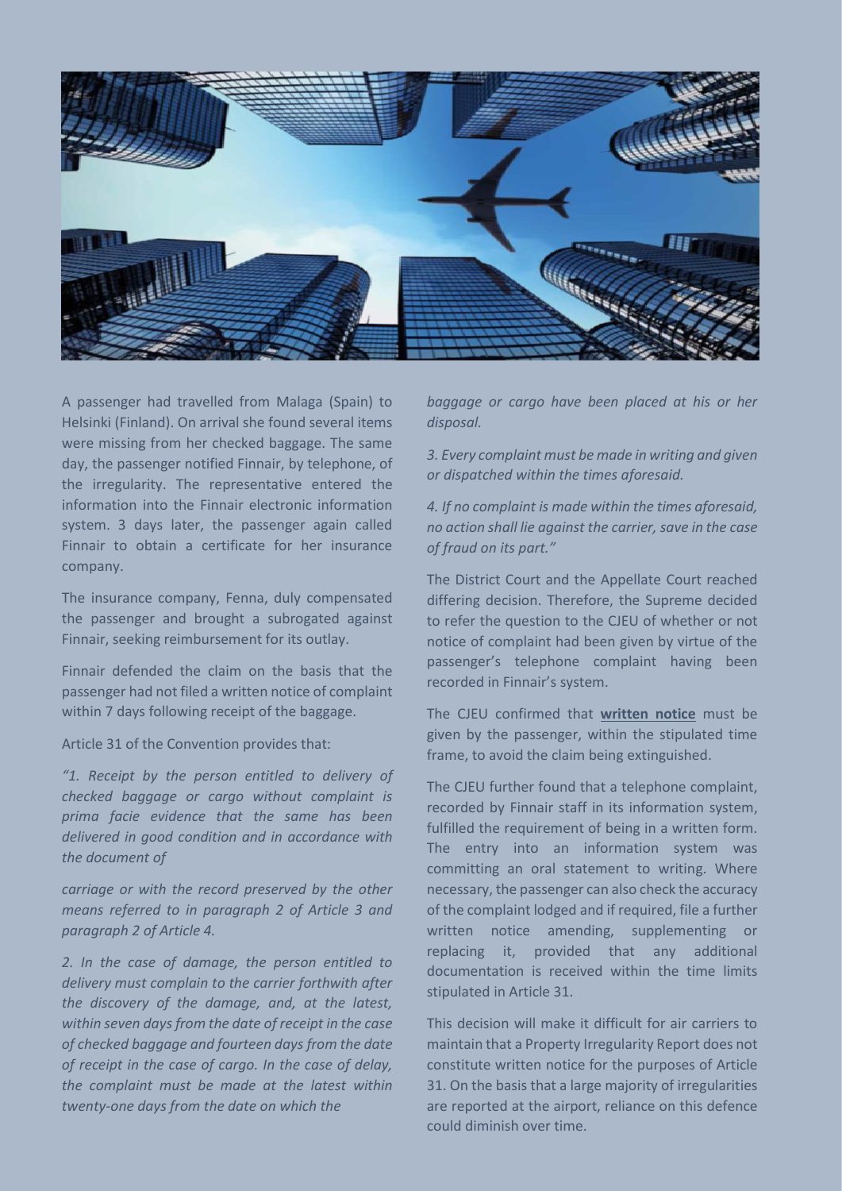A passenger had travelled from Malaga (Spain) to Helsinki (Finland). On arrival she found several items were missing from her checked baggage. The same day, the passenger notified Finnair, by telephone, of the irregularity. The representative entered the information into the Finnair electronic information system. 3 days later, the passenger again called Finnair to obtain a certificate for her insurance company.

The insurance company, Fenna, duly compensated the passenger and brought a subrogated against Finnair, seeking reimbursement for its outlay.

Finnair defended the claim on the basis that the passenger had not filed a written notice of complaint within 7 days following receipt of the baggage.

Article 31 of the Convention provides that:

*"1. Receipt by the person entitled to delivery of checked baggage or cargo without complaint is prima facie evidence that the same has been delivered in good condition and in accordance with the document of carriage or with the record preserved by the other means referred to in paragraph 2 of Article 3 and paragraph 2 of Article 4.*

*2. In the case of damage, the person entitled to delivery must complain to the carrier forthwith after the discovery of the damage, and, at the latest, within seven days from the date of receipt in the case of checked baggage and fourteen days from the date of receipt in the case of cargo. In the case of delay, the complaint must be made at the latest within twenty-one days from the date on which the baggage or cargo have been placed at his or her disposal.*

*3. Every complaint must be made in writing and given or dispatched within the times aforesaid.*

*4. If no complaint is made within the times aforesaid, no action shall lie against the carrier, save in the case of fraud on its part."*

The District Court and the Appellate Court reached differing decision. Therefore, the Supreme decided to refer the question to the CJEU of whether or not notice of complaint had been given by virtue of the passenger's telephone complaint having been recorded in Finnair's system.

The CJEU confirmed that **written notice** must be given by the passenger, within the stipulated time frame, to avoid the claim being extinguished.

The CJEU further found that a telephone complaint, recorded by Finnair staff in its information system, fulfilled the requirement of being in a written form. The entry into an information system was committing an oral statement to writing. Where necessary, the passenger can also check the accuracy of the complaint lodged and if required, file a further written notice amending, supplementing or replacing it, provided that any additional documentation is received within the time limits stipulated in Article 31.

This decision will make it difficult for air carriers to maintain that a Property Irregularity Report does not constitute written notice for the purposes of Article 31. On the basis that a large majority of irregularities are reported at the airport, reliance on this defence could diminish over time.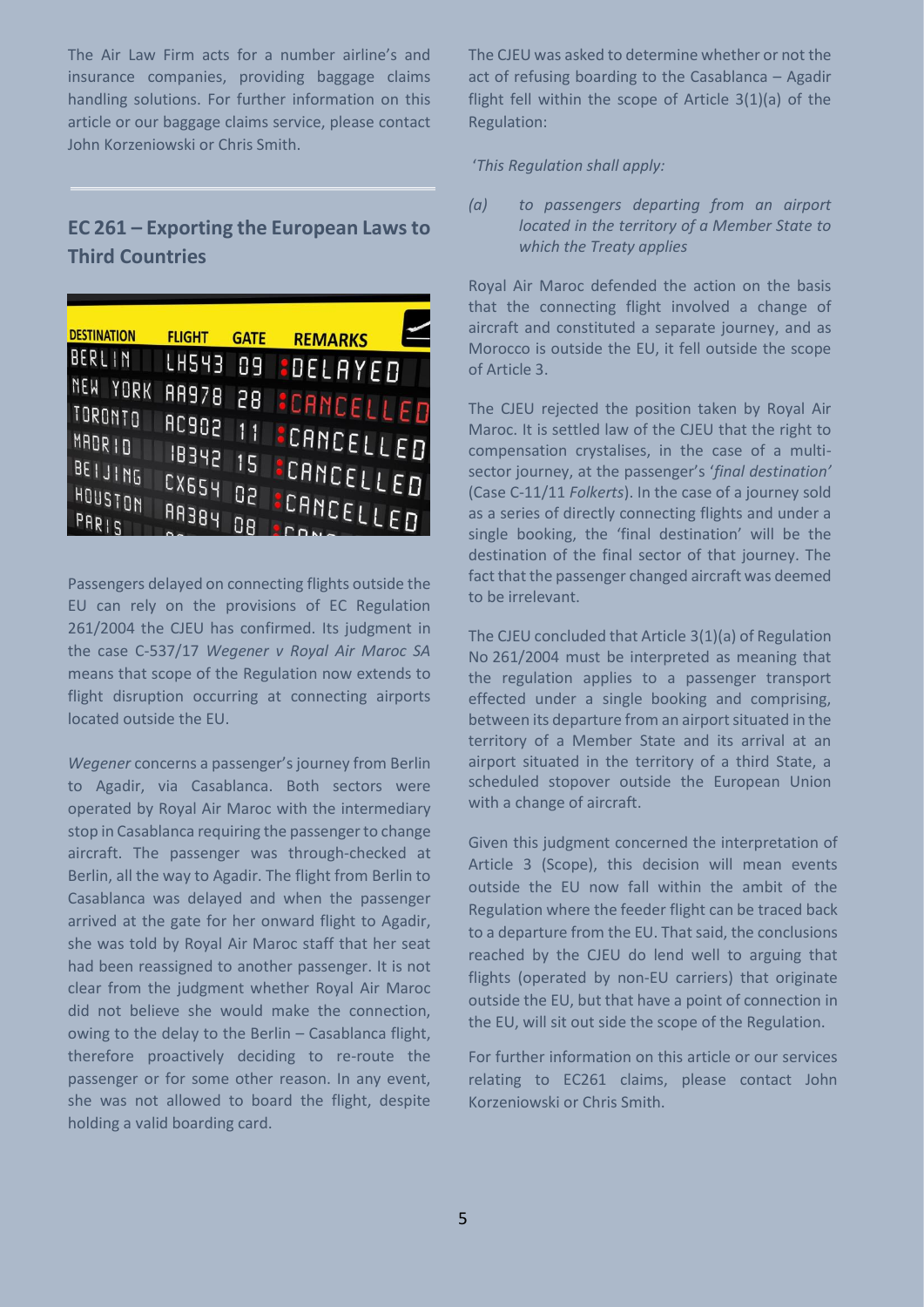The Air Law Firm acts for a number airline's and insurance companies, providing baggage claims handling solutions. For further information on this article or our baggage claims service, please contact John Korzeniowski or Chris Smith.

## EC 261 – Exporting the European Laws to Third Countries

Passengers delayed on connecting flights outside the EU can rely on the provisions of EC Regulation 261/2004 the CJEU has confirmed. Its judgment in the case C-537/17 *Wegener v Royal Air Maroc SA* means that scope of the Regulation now extends to flight disruption occurring at connecting airports located outside the EU.

*Wegener* concerns a passenger's journey from Berlin to Agadir, via Casablanca. Both sectors were operated by Royal Air Maroc with the intermediary stop in Casablanca requiring the passenger to change aircraft. The passenger was through-checked at Berlin, all the way to Agadir. The flight from Berlin to Casablanca was delayed and when the passenger arrived at the gate for her onward flight to Agadir, she was told by Royal Air Maroc staff that her seat had been reassigned to another passenger. It is not clear from the judgment whether Royal Air Maroc did not believe she would make the connection, owing to the delay to the Berlin – Casablanca flight, therefore proactively deciding to re-route the passenger or for some other reason. In any event, she was not allowed to board the flight, despite holding a valid boarding card.

The CJEU was asked to determine whether or not the act of refusing boarding to the Casablanca – Agadir flight fell within the scope of Article 3(1)(a) of the Regulation:

'*This Regulation shall apply:*

*(a) to passengers departing from an airport located in the territory of a Member State to which the Treaty applies*

Royal Air Maroc defended the action on the basis that the connecting flight involved a change of aircraft and constituted a separate journey, and as Morocco is outside the EU, it fell outside the scope of Article 3.

The CJEU rejected the position taken by Royal Air Maroc. It is settled law of the CJEU that the right to compensation crystalises, in the case of a multi-sector journey, at the passenger's '*final destination'* (Case C-11/11 *Folkerts*). In the case of a journey sold as a series of directly connecting flights and under a single booking, the 'final destination' will be the destination of the final sector of that journey. The fact that the passenger changed aircraft was deemed to be irrelevant.

The CJEU concluded that Article 3(1)(a) of Regulation No 261/2004 must be interpreted as meaning that the regulation applies to a passenger transport effected under a single booking and comprising, between its departure from an airport situated in the territory of a Member State and its arrival at an airport situated in the territory of a third State, a scheduled stopover outside the European Union with a change of aircraft.

Given this judgment concerned the interpretation of Article 3 (Scope), this decision will mean events outside the EU now fall within the ambit of the Regulation where the feeder flight can be traced back to a departure from the EU. That said, the conclusions reached by the CJEU do lend well to arguing that flights (operated by non-EU carriers) that originate outside the EU, but that have a point of connection in the EU, will sit out side the scope of the Regulation.

For further information on this article or our services relating to EC261 claims, please contact John Korzeniowski or Chris Smith.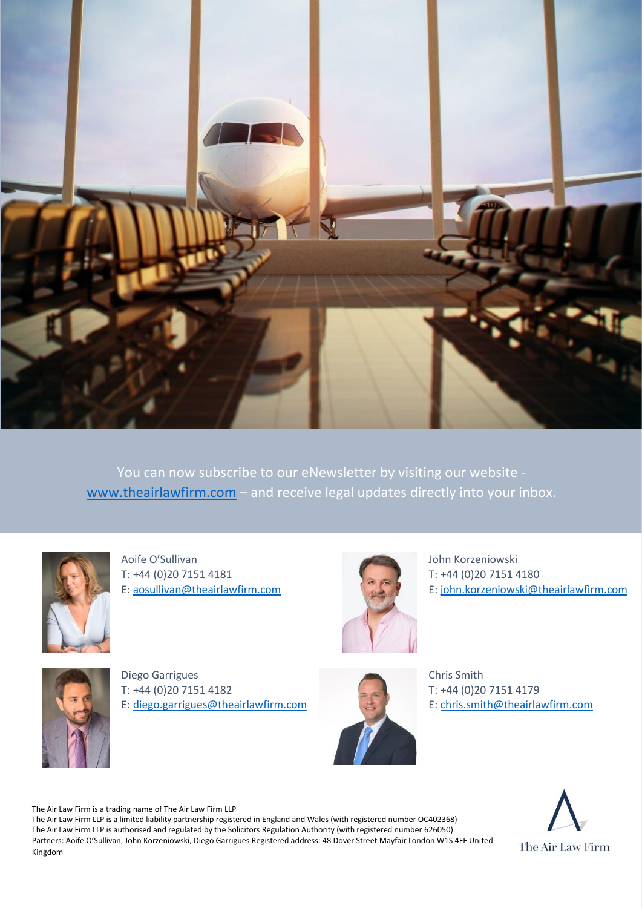You can now subscribe to our eNewsletter by visiting our website - www.theairlawfirm.com – and receive legal updates directly into your inbox.

Aoife O'Sullivan
T: +44 (0)20 7151 4181
E: aosullivan@theairlawfirm.com

John Korzeniowski
T: +44 (0)20 7151 4180
E: john.korzeniowski@theairlawfirm.com

Diego Garrigues
T: +44 (0)20 7151 4182
E: diego.garrigues@theairlawfirm.com

Chris Smith
T: +44 (0)20 7151 4179
E: chris.smith@theairlawfirm.com

The Air Law Firm is a trading name of The Air Law Firm LLP
The Air Law Firm LLP is a limited liability partnership registered in England and Wales (with registered number OC402368)
The Air Law Firm LLP is authorised and regulated by the Solicitors Regulation Authority (with registered number 626050)
Partners: Aoife O'Sullivan, John Korzeniowski, Diego Garrigues Registered address: 48 Dover Street Mayfair London W1S 4FF United Kingdom

The Air Law Firm